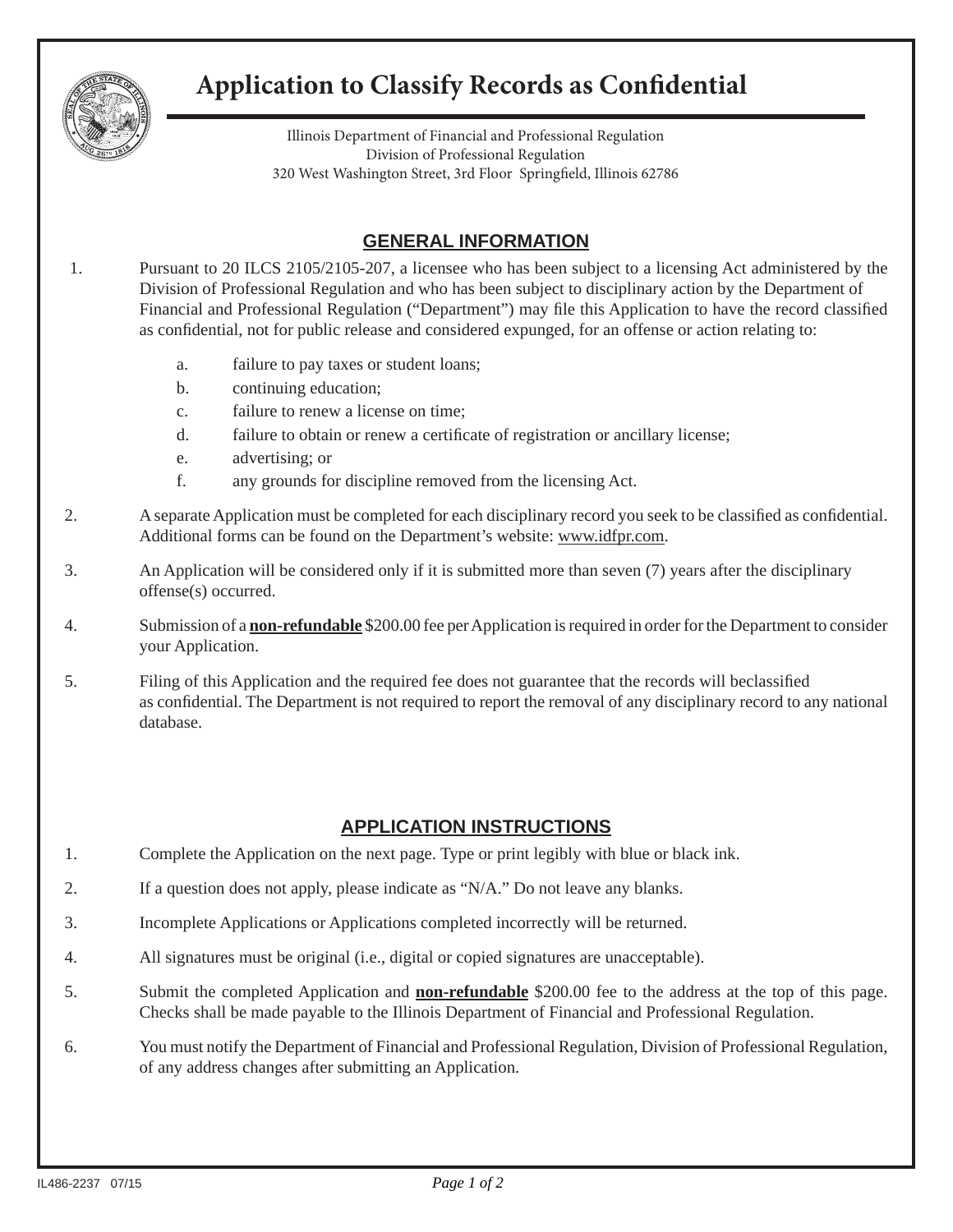# Application to Classify Records as Confidential

Illinois Department of Financial and Professional Regulation
Division of Professional Regulation
320 West Washington Street, 3rd Floor Springfield, Illinois 62786

## GENERAL INFORMATION

1. Pursuant to 20 ILCS 2105/2105-207, a licensee who has been subject to a licensing Act administered by the Division of Professional Regulation and who has been subject to disciplinary action by the Department of Financial and Professional Regulation ("Department") may file this Application to have the record classified as confidential, not for public release and considered expunged, for an offense or action relating to:

   a. failure to pay taxes or student loans;
   b. continuing education;
   c. failure to renew a license on time;
   d. failure to obtain or renew a certificate of registration or ancillary license;
   e. advertising; or
   f. any grounds for discipline removed from the licensing Act.

2. A separate Application must be completed for each disciplinary record you seek to be classified as confidential. Additional forms can be found on the Department's website: www.idfpr.com.

3. An Application will be considered only if it is submitted more than seven (7) years after the disciplinary offense(s) occurred.

4. Submission of a **non-refundable** $200.00 fee per Application is required in order for the Department to consider your Application.

5. Filing of this Application and the required fee does not guarantee that the records will beclassified as confidential. The Department is not required to report the removal of any disciplinary record to any national database.

## APPLICATION INSTRUCTIONS

1. Complete the Application on the next page. Type or print legibly with blue or black ink.

2. If a question does not apply, please indicate as "N/A." Do not leave any blanks.

3. Incomplete Applications or Applications completed incorrectly will be returned.

4. All signatures must be original (i.e., digital or copied signatures are unacceptable).

5. Submit the completed Application and **non-refundable** $200.00 fee to the address at the top of this page. Checks shall be made payable to the Illinois Department of Financial and Professional Regulation.

6. You must notify the Department of Financial and Professional Regulation, Division of Professional Regulation, of any address changes after submitting an Application.

IL486-2237 07/15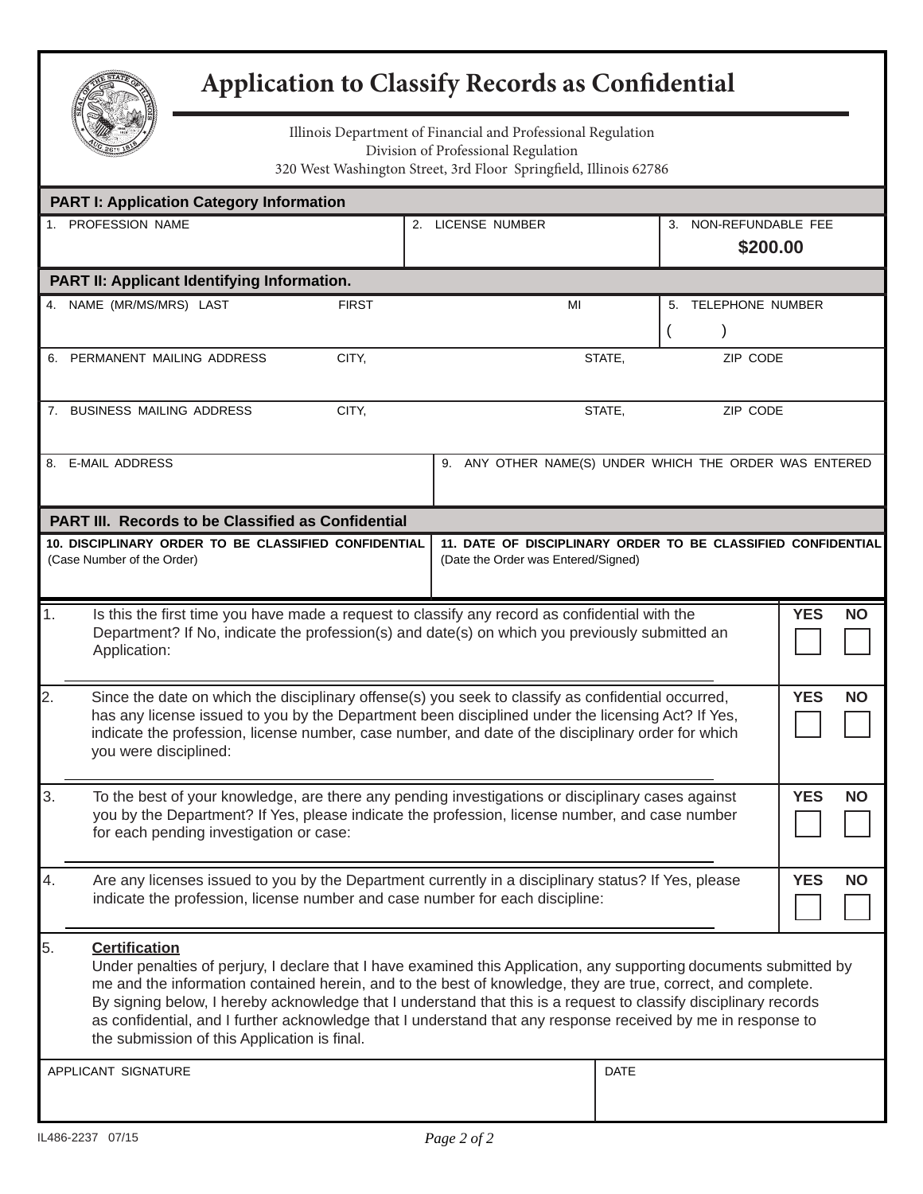# Application to Classify Records as Confidential

Illinois Department of Financial and Professional Regulation
Division of Professional Regulation
320 West Washington Street, 3rd Floor Springfield, Illinois 62786

## PART I: Application Category Information

| 1. PROFESSION NAME | 2. LICENSE NUMBER | 3. NON-REFUNDABLE FEE |
|---|---|---|
| | | **$200.00** |

## PART II: Applicant Identifying Information.

| 4. NAME (MR/MS/MRS) LAST | FIRST | MI | 5. TELEPHONE NUMBER |
|---|---|---|---|
| | | | ( ) |

| 6. PERMANENT MAILING ADDRESS | CITY, | STATE, | ZIP CODE |
|---|---|---|---|
| | | | |

| 7. BUSINESS MAILING ADDRESS | CITY, | STATE, | ZIP CODE |
|---|---|---|---|
| | | | |

| 8. E-MAIL ADDRESS | 9. ANY OTHER NAME(S) UNDER WHICH THE ORDER WAS ENTERED |
|---|---|
| | |

## PART III. Records to be Classified as Confidential

| 10. DISCIPLINARY ORDER TO BE CLASSIFIED CONFIDENTIAL (Case Number of the Order) | 11. DATE OF DISCIPLINARY ORDER TO BE CLASSIFIED CONFIDENTIAL (Date the Order was Entered/Signed) |
|---|---|
| | |

| | | YES | NO |
|---|---|---|---|
| 1. | Is this the first time you have made a request to classify any record as confidential with the Department? If No, indicate the profession(s) and date(s) on which you previously submitted an Application: ______ | ☐ | ☐ |
| 2. | Since the date on which the disciplinary offense(s) you seek to classify as confidential occurred, has any license issued to you by the Department been disciplined under the licensing Act? If Yes, indicate the profession, license number, case number, and date of the disciplinary order for which you were disciplined: ______ | ☐ | ☐ |
| 3. | To the best of your knowledge, are there any pending investigations or disciplinary cases against you by the Department? If Yes, please indicate the profession, license number, and case number for each pending investigation or case: ______ | ☐ | ☐ |
| 4. | Are any licenses issued to you by the Department currently in a disciplinary status? If Yes, please indicate the profession, license number and case number for each discipline: ______ | ☐ | ☐ |

5. **Certification**
Under penalties of perjury, I declare that I have examined this Application, any supporting documents submitted by me and the information contained herein, and to the best of knowledge, they are true, correct, and complete. By signing below, I hereby acknowledge that I understand that this is a request to classify disciplinary records as confidential, and I further acknowledge that I understand that any response received by me in response to the submission of this Application is final.

| APPLICANT SIGNATURE | DATE |
|---|---|
| | |

IL486-2237 07/15